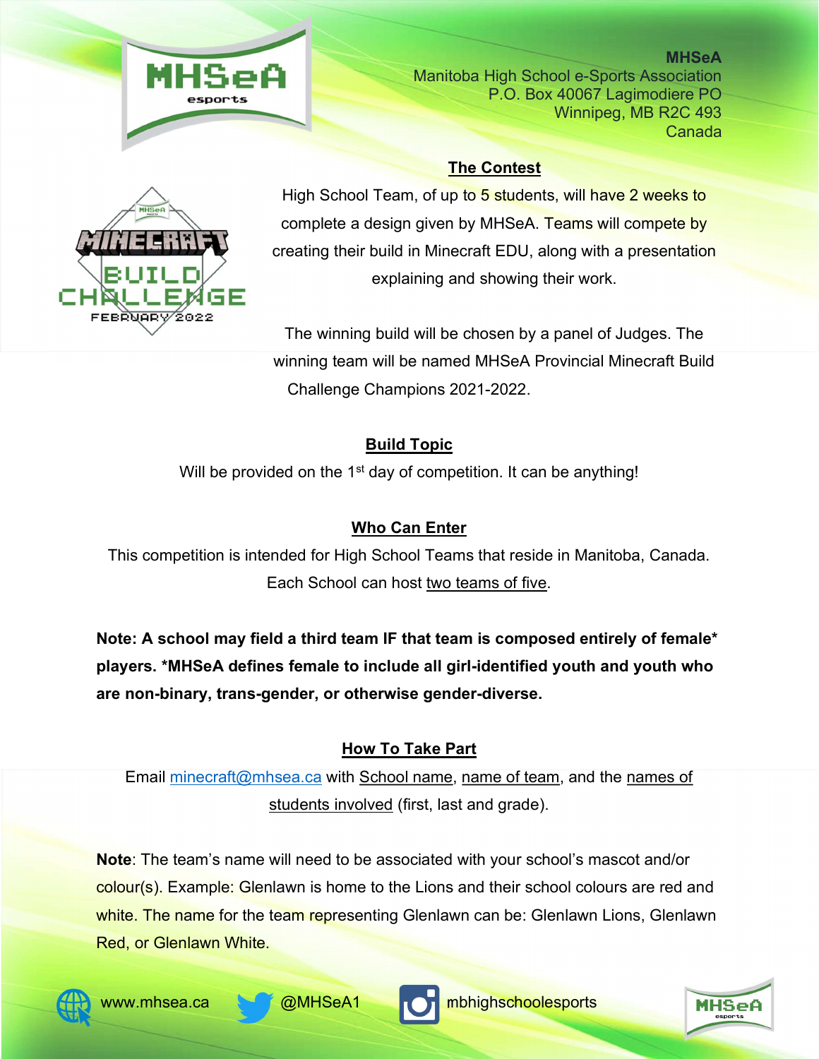**MHSeA**
Manitoba High School e-Sports Association
P.O. Box 40067 Lagimodiere PO
Winnipeg, MB R2C 493
Canada

## The Contest

High School Team, of up to 5 students, will have 2 weeks to complete a design given by MHSeA. Teams will compete by creating their build in Minecraft EDU, along with a presentation explaining and showing their work.

The winning build will be chosen by a panel of Judges. The winning team will be named MHSeA Provincial Minecraft Build Challenge Champions 2021-2022.

## Build Topic

Will be provided on the 1st day of competition. It can be anything!

## Who Can Enter

This competition is intended for High School Teams that reside in Manitoba, Canada. Each School can host two teams of five.

**Note: A school may field a third team IF that team is composed entirely of female* players. *MHSeA defines female to include all girl-identified youth and youth who are non-binary, trans-gender, or otherwise gender-diverse.**

## How To Take Part

Email minecraft@mhsea.ca with School name, name of team, and the names of students involved (first, last and grade).

**Note**: The team's name will need to be associated with your school's mascot and/or colour(s). Example: Glenlawn is home to the Lions and their school colours are red and white. The name for the team representing Glenlawn can be: Glenlawn Lions, Glenlawn Red, or Glenlawn White.

www.mhsea.ca @MHSeA1 mbhighschoolesports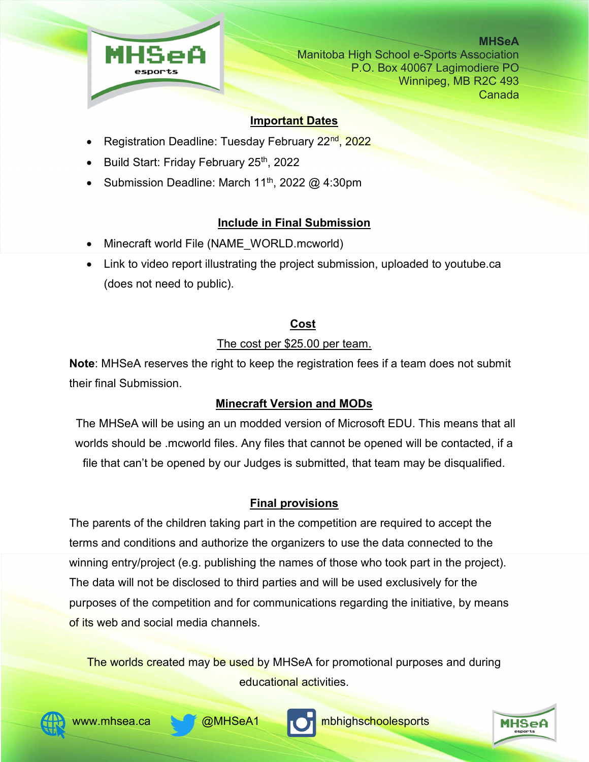MHSeA
Manitoba High School e-Sports Association
P.O. Box 40067 Lagimodiere PO
Winnipeg, MB R2C 493
Canada

## Important Dates

- Registration Deadline: Tuesday February 22nd, 2022
- Build Start: Friday February 25th, 2022
- Submission Deadline: March 11th, 2022 @ 4:30pm

## Include in Final Submission

- Minecraft world File (NAME_WORLD.mcworld)
- Link to video report illustrating the project submission, uploaded to youtube.ca (does not need to public).

## Cost

The cost per $25.00 per team.

**Note**: MHSeA reserves the right to keep the registration fees if a team does not submit their final Submission.

## Minecraft Version and MODs

The MHSeA will be using an un modded version of Microsoft EDU. This means that all worlds should be .mcworld files. Any files that cannot be opened will be contacted, if a file that can't be opened by our Judges is submitted, that team may be disqualified.

## Final provisions

The parents of the children taking part in the competition are required to accept the terms and conditions and authorize the organizers to use the data connected to the winning entry/project (e.g. publishing the names of those who took part in the project). The data will not be disclosed to third parties and will be used exclusively for the purposes of the competition and for communications regarding the initiative, by means of its web and social media channels.

The worlds created may be used by MHSeA for promotional purposes and during educational activities.

www.mhsea.ca @MHSeA1 mbhighschoolesports